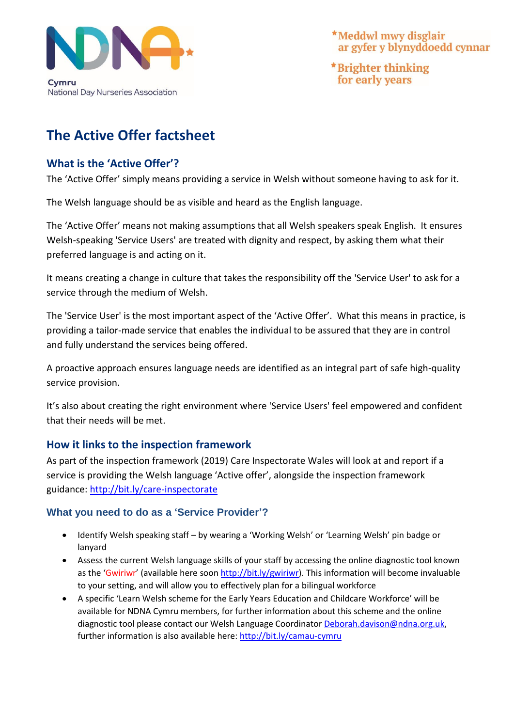NDNA Cymru
National Day Nurseries Association

\*Meddwl mwy disglair ar gyfer y blynyddoedd cynnar

\*Brighter thinking for early years

# The Active Offer factsheet

## What is the 'Active Offer'?

The 'Active Offer' simply means providing a service in Welsh without someone having to ask for it.

The Welsh language should be as visible and heard as the English language.

The 'Active Offer' means not making assumptions that all Welsh speakers speak English. It ensures Welsh-speaking 'Service Users' are treated with dignity and respect, by asking them what their preferred language is and acting on it.

It means creating a change in culture that takes the responsibility off the 'Service User' to ask for a service through the medium of Welsh.

The 'Service User' is the most important aspect of the 'Active Offer'. What this means in practice, is providing a tailor-made service that enables the individual to be assured that they are in control and fully understand the services being offered.

A proactive approach ensures language needs are identified as an integral part of safe high-quality service provision.

It's also about creating the right environment where 'Service Users' feel empowered and confident that their needs will be met.

## How it links to the inspection framework

As part of the inspection framework (2019) Care Inspectorate Wales will look at and report if a service is providing the Welsh language 'Active offer', alongside the inspection framework guidance: http://bit.ly/care-inspectorate

## What you need to do as a 'Service Provider'?

- Identify Welsh speaking staff – by wearing a 'Working Welsh' or 'Learning Welsh' pin badge or lanyard
- Assess the current Welsh language skills of your staff by accessing the online diagnostic tool known as the 'Gwiriwr' (available here soon http://bit.ly/gwiriwr). This information will become invaluable to your setting, and will allow you to effectively plan for a bilingual workforce
- A specific 'Learn Welsh scheme for the Early Years Education and Childcare Workforce' will be available for NDNA Cymru members, for further information about this scheme and the online diagnostic tool please contact our Welsh Language Coordinator Deborah.davison@ndna.org.uk, further information is also available here: http://bit.ly/camau-cymru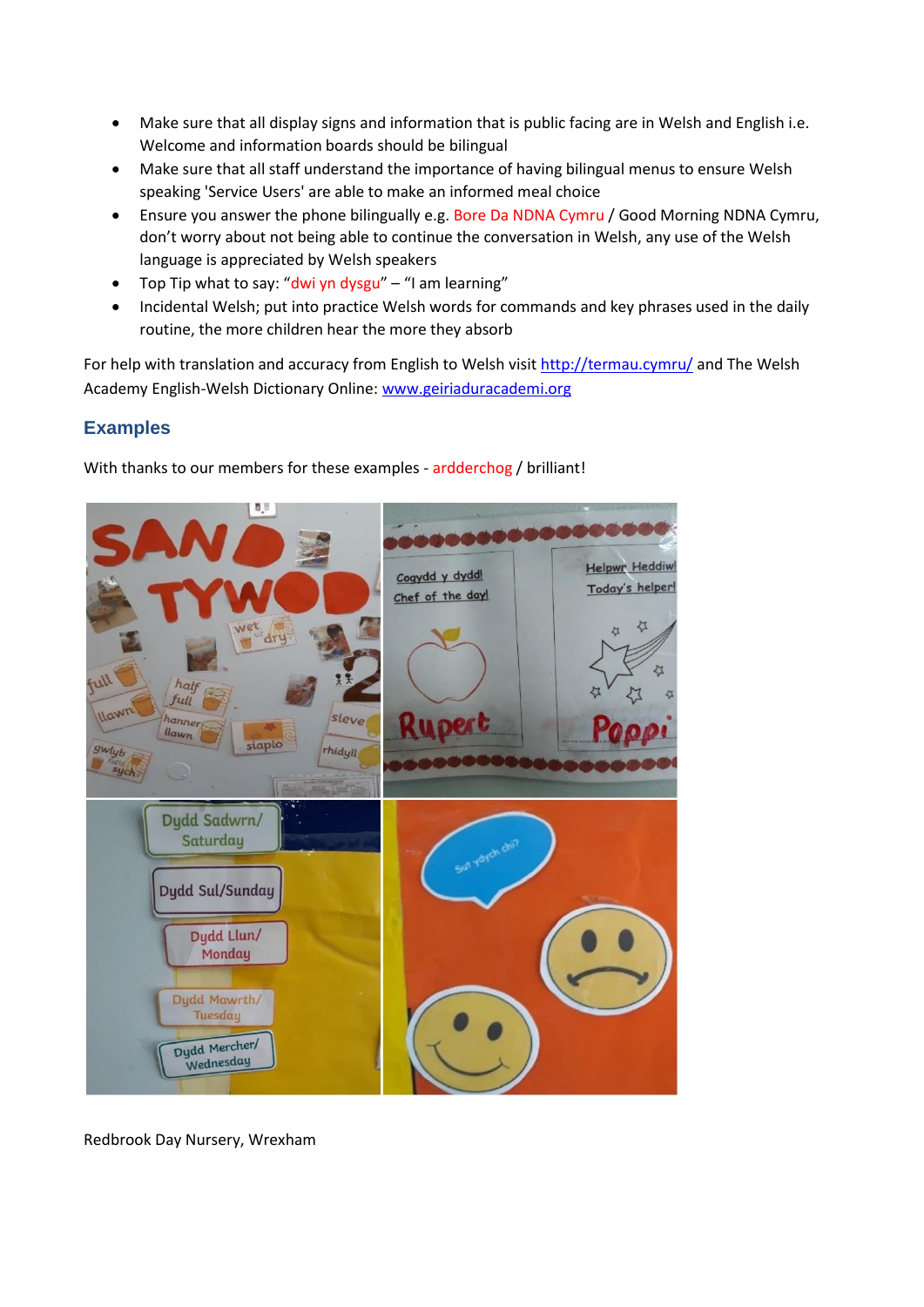- Make sure that all display signs and information that is public facing are in Welsh and English i.e. Welcome and information boards should be bilingual
- Make sure that all staff understand the importance of having bilingual menus to ensure Welsh speaking 'Service Users' are able to make an informed meal choice
- Ensure you answer the phone bilingually e.g. Bore Da NDNA Cymru / Good Morning NDNA Cymru, don't worry about not being able to continue the conversation in Welsh, any use of the Welsh language is appreciated by Welsh speakers
- Top Tip what to say: "dwi yn dysgu" – "I am learning"
- Incidental Welsh; put into practice Welsh words for commands and key phrases used in the daily routine, the more children hear the more they absorb

For help with translation and accuracy from English to Welsh visit http://termau.cymru/ and The Welsh Academy English-Welsh Dictionary Online: www.geiriaduracademi.org

## Examples

With thanks to our members for these examples - ardderchog / brilliant!

Redbrook Day Nursery, Wrexham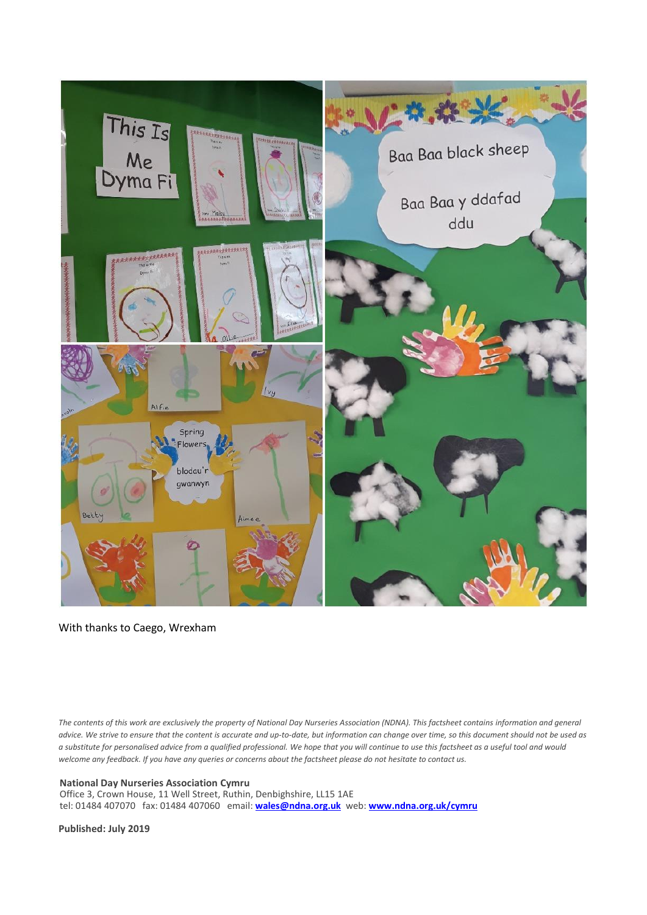With thanks to Caego, Wrexham

*The contents of this work are exclusively the property of National Day Nurseries Association (NDNA). This factsheet contains information and general advice. We strive to ensure that the content is accurate and up-to-date, but information can change over time, so this document should not be used as a substitute for personalised advice from a qualified professional. We hope that you will continue to use this factsheet as a useful tool and would welcome any feedback. If you have any queries or concerns about the factsheet please do not hesitate to contact us.*

**National Day Nurseries Association Cymru**
Office 3, Crown House, 11 Well Street, Ruthin, Denbighshire, LL15 1AE
tel: 01484 407070 fax: 01484 407060 email: **wales@ndna.org.uk** web: **www.ndna.org.uk/cymru**

**Published: July 2019**